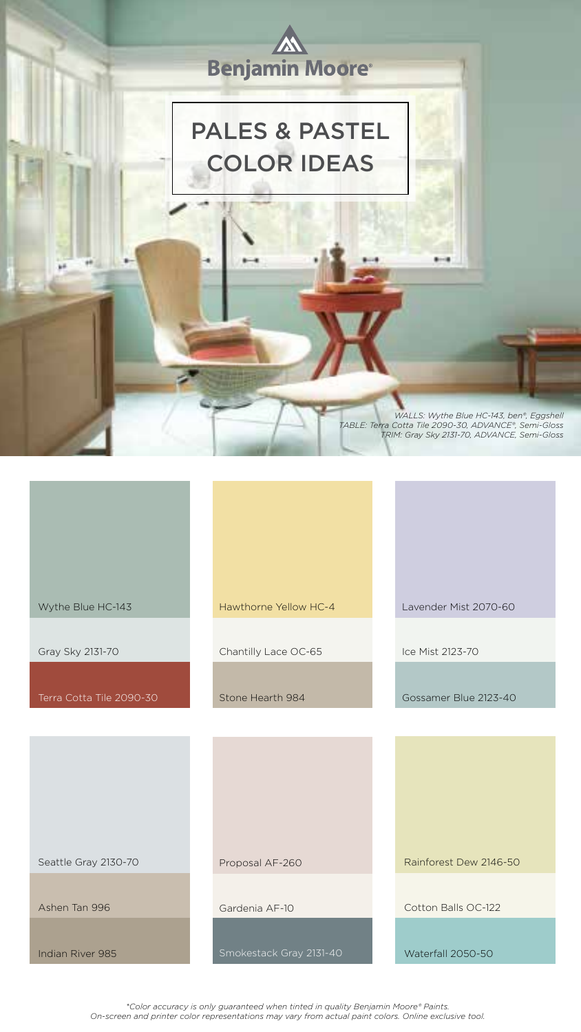Benjamin Moore®

# PALES & PASTEL COLOR IDEAS

*WALLS: Wythe Blue HC-143, ben®, Eggshell*
*TABLE: Terra Cotta Tile 2090-30, ADVANCE®, Semi-Gloss*
*TRIM: Gray Sky 2131-70, ADVANCE, Semi-Gloss*

- Wythe Blue HC-143
- Gray Sky 2131-70
- Terra Cotta Tile 2090-30

- Hawthorne Yellow HC-4
- Chantilly Lace OC-65
- Stone Hearth 984

- Lavender Mist 2070-60
- Ice Mist 2123-70
- Gossamer Blue 2123-40

- Seattle Gray 2130-70
- Ashen Tan 996
- Indian River 985

- Proposal AF-260
- Gardenia AF-10
- Smokestack Gray 2131-40

- Rainforest Dew 2146-50
- Cotton Balls OC-122
- Waterfall 2050-50

*\*Color accuracy is only guaranteed when tinted in quality Benjamin Moore® Paints. On-screen and printer color representations may vary from actual paint colors. Online exclusive tool.*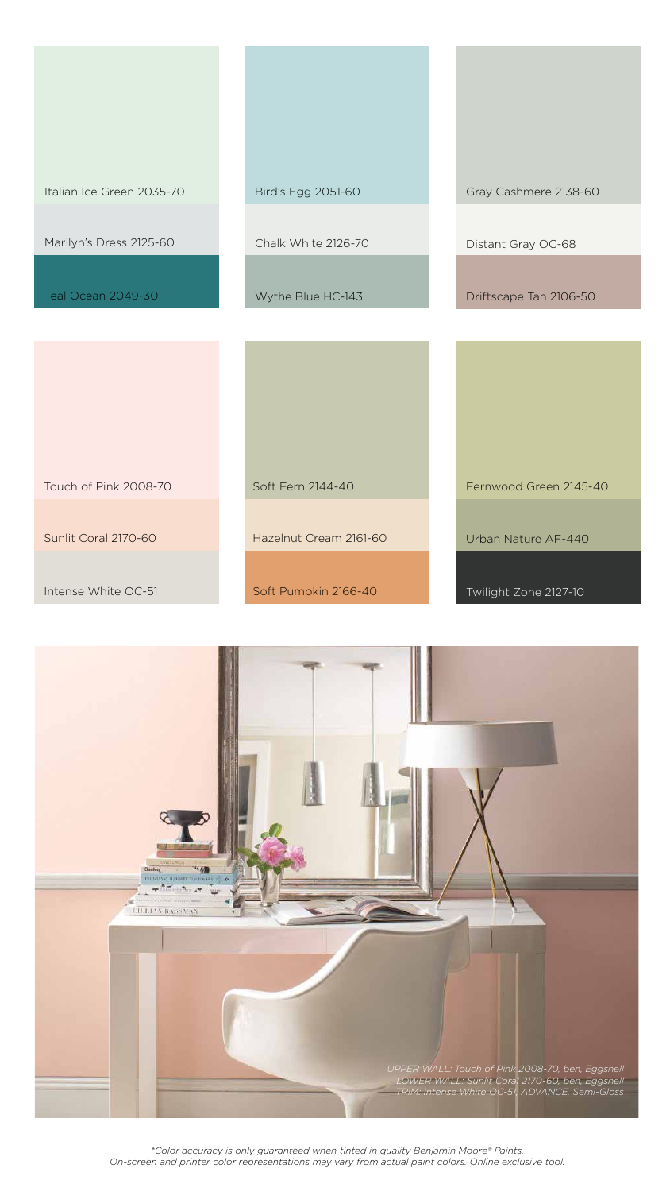Italian Ice Green 2035-70

Marilyn's Dress 2125-60

Teal Ocean 2049-30

Bird's Egg 2051-60

Chalk White 2126-70

Wythe Blue HC-143

Gray Cashmere 2138-60

Distant Gray OC-68

Driftscape Tan 2106-50

Touch of Pink 2008-70

Sunlit Coral 2170-60

Intense White OC-51

Soft Fern 2144-40

Hazelnut Cream 2161-60

Soft Pumpkin 2166-40

Fernwood Green 2145-40

Urban Nature AF-440

Twilight Zone 2127-10

*UPPER WALL: Touch of Pink 2008-70, ben, Eggshell*
*LOWER WALL: Sunlit Coral 2170-60, ben, Eggshell*
*TRIM: Intense White OC-51, ADVANCE, Semi-Gloss*

*\*Color accuracy is only guaranteed when tinted in quality Benjamin Moore® Paints. On-screen and printer color representations may vary from actual paint colors. Online exclusive tool.*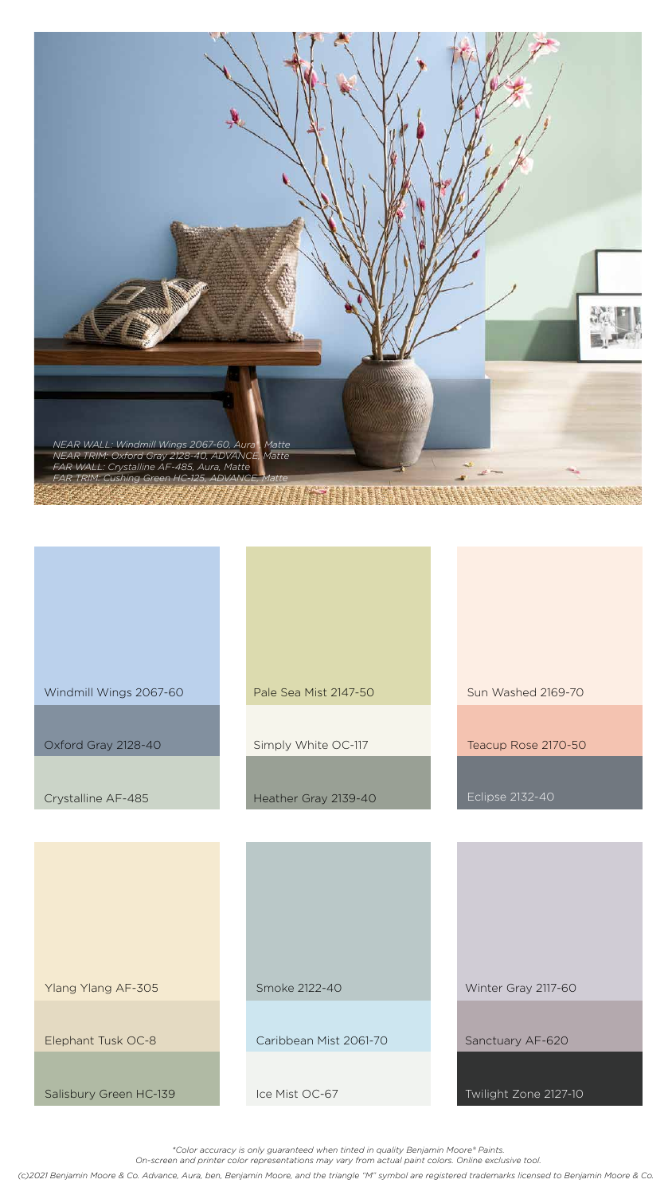*NEAR WALL: Windmill Wings 2067-60, Aura®, Matte*
*NEAR TRIM: Oxford Gray 2128-40, ADVANCE, Matte*
*FAR WALL: Crystalline AF-485, Aura, Matte*
*FAR TRIM: Cushing Green HC-125, ADVANCE, Matte*

Windmill Wings 2067-60

Oxford Gray 2128-40

Crystalline AF-485

Pale Sea Mist 2147-50

Simply White OC-117

Heather Gray 2139-40

Sun Washed 2169-70

Teacup Rose 2170-50

Eclipse 2132-40

Ylang Ylang AF-305

Elephant Tusk OC-8

Salisbury Green HC-139

Smoke 2122-40

Caribbean Mist 2061-70

Ice Mist OC-67

Winter Gray 2117-60

Sanctuary AF-620

Twilight Zone 2127-10

*\*Color accuracy is only guaranteed when tinted in quality Benjamin Moore® Paints.*
*On-screen and printer color representations may vary from actual paint colors. Online exclusive tool.*

*(c)2021 Benjamin Moore & Co. Advance, Aura, ben, Benjamin Moore, and the triangle "M" symbol are registered trademarks licensed to Benjamin Moore & Co.*